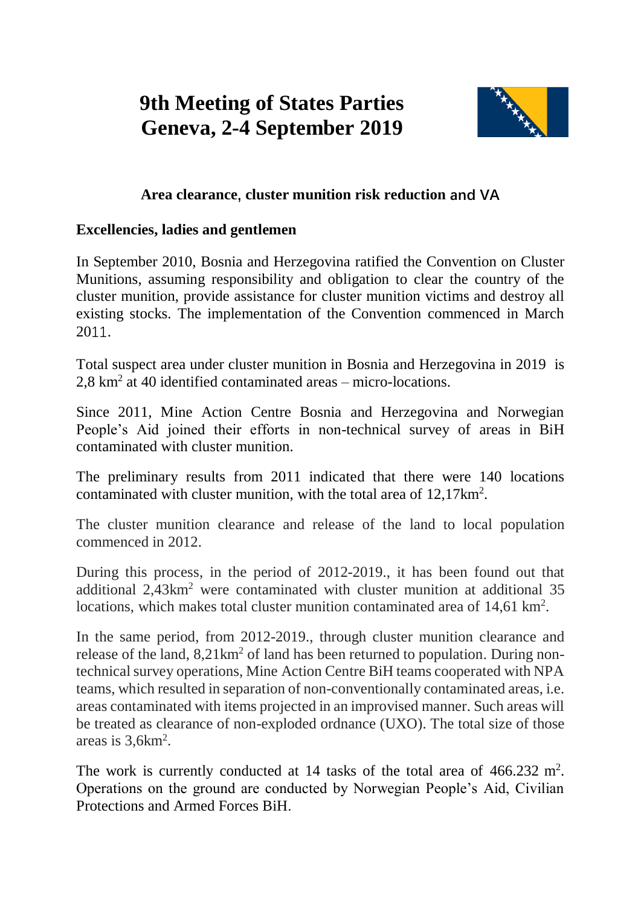# 9th Meeting of States Parties
# Geneva, 2-4 September 2019

## Area clearance, cluster munition risk reduction and VA

**Excellencies, ladies and gentlemen**

In September 2010, Bosnia and Herzegovina ratified the Convention on Cluster Munitions, assuming responsibility and obligation to clear the country of the cluster munition, provide assistance for cluster munition victims and destroy all existing stocks. The implementation of the Convention commenced in March 2011.

Total suspect area under cluster munition in Bosnia and Herzegovina in 2019 is 2,8 $km^2$ at 40 identified contaminated areas – micro-locations.

Since 2011, Mine Action Centre Bosnia and Herzegovina and Norwegian People's Aid joined their efforts in non-technical survey of areas in BiH contaminated with cluster munition.

The preliminary results from 2011 indicated that there were 140 locations contaminated with cluster munition, with the total area of 12,17$km^2$.

The cluster munition clearance and release of the land to local population commenced in 2012.

During this process, in the period of 2012-2019., it has been found out that additional 2,43$km^2$ were contaminated with cluster munition at additional 35 locations, which makes total cluster munition contaminated area of 14,61 $km^2$.

In the same period, from 2012-2019., through cluster munition clearance and release of the land, 8,21$km^2$ of land has been returned to population. During non-technical survey operations, Mine Action Centre BiH teams cooperated with NPA teams, which resulted in separation of non-conventionally contaminated areas, i.e. areas contaminated with items projected in an improvised manner. Such areas will be treated as clearance of non-exploded ordnance (UXO). The total size of those areas is 3,6$km^2$.

The work is currently conducted at 14 tasks of the total area of 466.232 $m^2$. Operations on the ground are conducted by Norwegian People's Aid, Civilian Protections and Armed Forces BiH.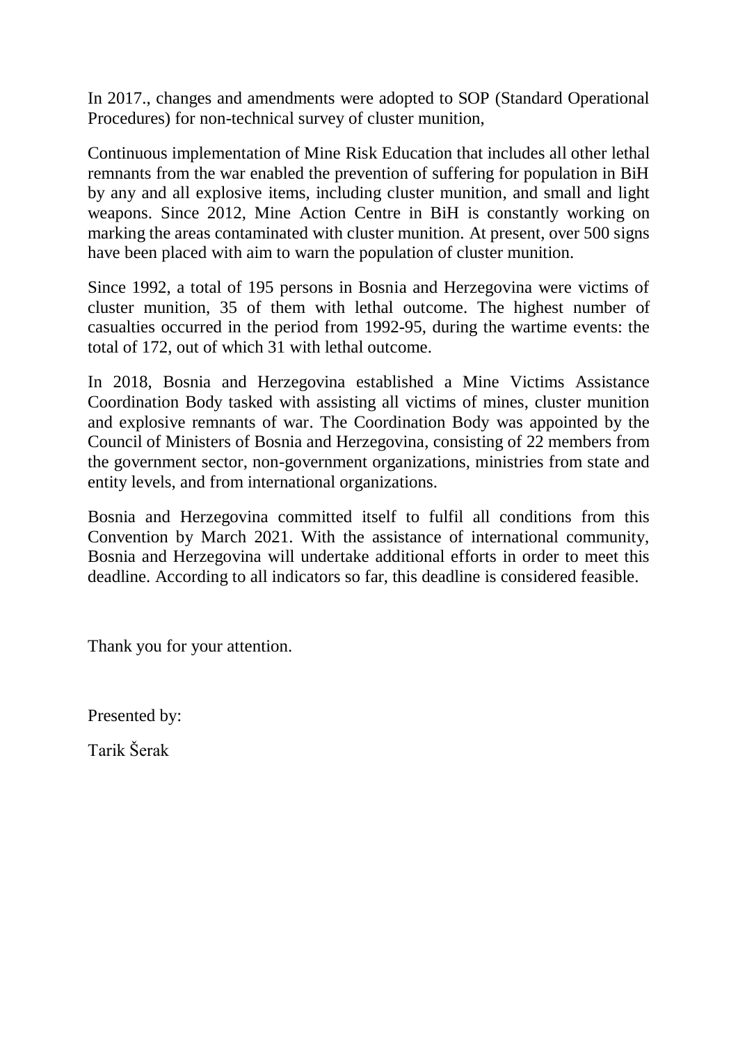In 2017., changes and amendments were adopted to SOP (Standard Operational Procedures) for non-technical survey of cluster munition,

Continuous implementation of Mine Risk Education that includes all other lethal remnants from the war enabled the prevention of suffering for population in BiH by any and all explosive items, including cluster munition, and small and light weapons. Since 2012, Mine Action Centre in BiH is constantly working on marking the areas contaminated with cluster munition. At present, over 500 signs have been placed with aim to warn the population of cluster munition.

Since 1992, a total of 195 persons in Bosnia and Herzegovina were victims of cluster munition, 35 of them with lethal outcome. The highest number of casualties occurred in the period from 1992-95, during the wartime events: the total of 172, out of which 31 with lethal outcome.

In 2018, Bosnia and Herzegovina established a Mine Victims Assistance Coordination Body tasked with assisting all victims of mines, cluster munition and explosive remnants of war. The Coordination Body was appointed by the Council of Ministers of Bosnia and Herzegovina, consisting of 22 members from the government sector, non-government organizations, ministries from state and entity levels, and from international organizations.

Bosnia and Herzegovina committed itself to fulfil all conditions from this Convention by March 2021. With the assistance of international community, Bosnia and Herzegovina will undertake additional efforts in order to meet this deadline. According to all indicators so far, this deadline is considered feasible.

Thank you for your attention.

Presented by:

Tarik Šerak